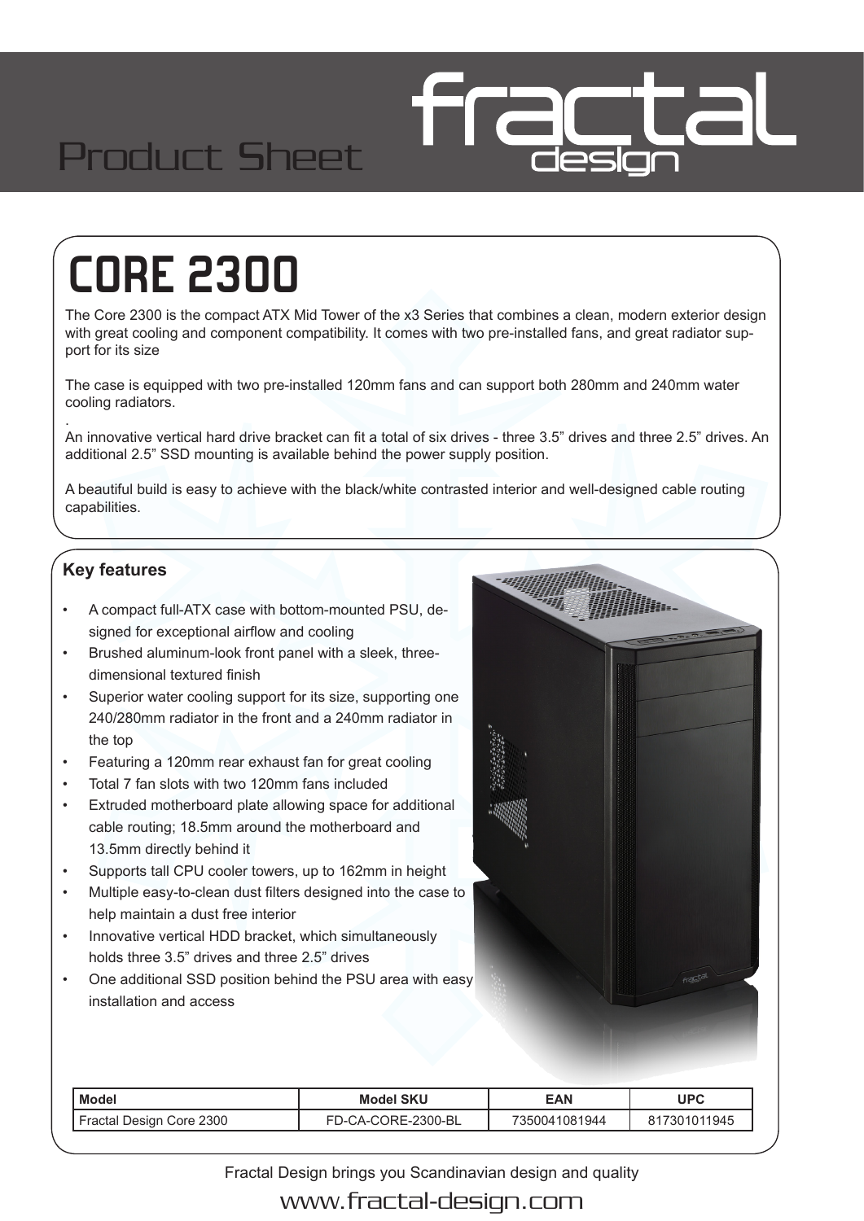# Product Sheet

# CORE 2300

The Core 2300 is the compact ATX Mid Tower of the x3 Series that combines a clean, modern exterior design with great cooling and component compatibility. It comes with two pre-installed fans, and great radiator support for its size

The case is equipped with two pre-installed 120mm fans and can support both 280mm and 240mm water cooling radiators.

.

An innovative vertical hard drive bracket can fit a total of six drives - three 3.5" drives and three 2.5" drives. An additional 2.5" SSD mounting is available behind the power supply position.

A beautiful build is easy to achieve with the black/white contrasted interior and well-designed cable routing capabilities.

## Key features

- A compact full-ATX case with bottom-mounted PSU, designed for exceptional airflow and cooling
- Brushed aluminum-look front panel with a sleek, three-dimensional textured finish
- Superior water cooling support for its size, supporting one 240/280mm radiator in the front and a 240mm radiator in the top
- Featuring a 120mm rear exhaust fan for great cooling
- Total 7 fan slots with two 120mm fans included
- Extruded motherboard plate allowing space for additional cable routing; 18.5mm around the motherboard and 13.5mm directly behind it
- Supports tall CPU cooler towers, up to 162mm in height
- Multiple easy-to-clean dust filters designed into the case to help maintain a dust free interior
- Innovative vertical HDD bracket, which simultaneously holds three 3.5" drives and three 2.5" drives
- One additional SSD position behind the PSU area with easy installation and access

| Model | Model SKU | EAN | UPC |
|---|---|---|---|
| Fractal Design Core 2300 | FD-CA-CORE-2300-BL | 7350041081944 | 817301011945 |

Fractal Design brings you Scandinavian design and quality

www.fractal-design.com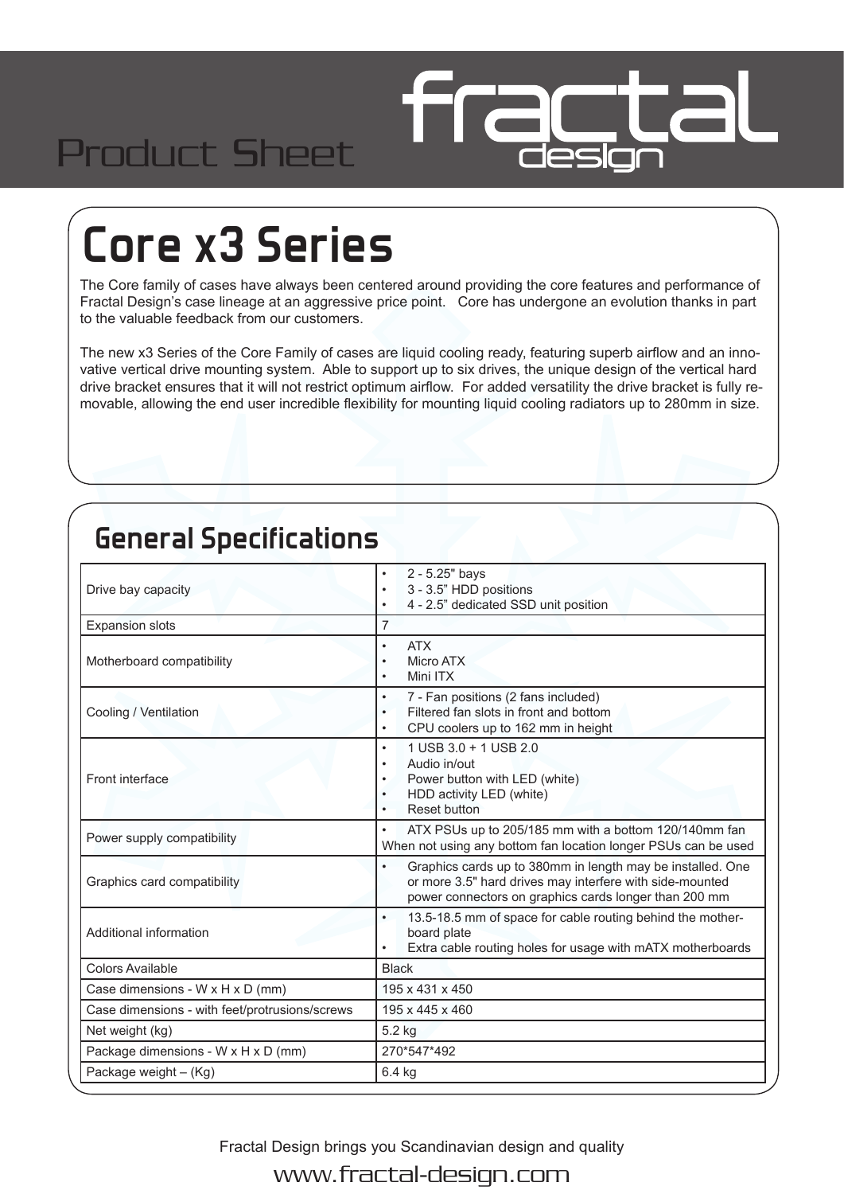Product Sheet

# Core x3 Series

The Core family of cases have always been centered around providing the core features and performance of Fractal Design's case lineage at an aggressive price point.   Core has undergone an evolution thanks in part to the valuable feedback from our customers.

The new x3 Series of the Core Family of cases are liquid cooling ready, featuring superb airflow and an innovative vertical drive mounting system.  Able to support up to six drives, the unique design of the vertical hard drive bracket ensures that it will not restrict optimum airflow.  For added versatility the drive bracket is fully removable, allowing the end user incredible flexibility for mounting liquid cooling radiators up to 280mm in size.

## General Specifications

| | |
|---|---|
| Drive bay capacity | • 2 - 5.25" bays<br>• 3 - 3.5" HDD positions<br>• 4 - 2.5" dedicated SSD unit position |
| Expansion slots | 7 |
| Motherboard compatibility | • ATX<br>• Micro ATX<br>• Mini ITX |
| Cooling / Ventilation | • 7 - Fan positions (2 fans included)<br>• Filtered fan slots in front and bottom<br>• CPU coolers up to 162 mm in height |
| Front interface | • 1 USB 3.0 + 1 USB 2.0<br>• Audio in/out<br>• Power button with LED (white)<br>• HDD activity LED (white)<br>• Reset button |
| Power supply compatibility | • ATX PSUs up to 205/185 mm with a bottom 120/140mm fan<br>When not using any bottom fan location longer PSUs can be used |
| Graphics card compatibility | • Graphics cards up to 380mm in length may be installed. One or more 3.5" hard drives may interfere with side-mounted power connectors on graphics cards longer than 200 mm |
| Additional information | • 13.5-18.5 mm of space for cable routing behind the motherboard plate<br>• Extra cable routing holes for usage with mATX motherboards |
| Colors Available | Black |
| Case dimensions - W x H x D (mm) | 195 x 431 x 450 |
| Case dimensions - with feet/protrusions/screws | 195 x 445 x 460 |
| Net weight (kg) | 5.2 kg |
| Package dimensions - W x H x D (mm) | 270*547*492 |
| Package weight – (Kg) | 6.4 kg |

Fractal Design brings you Scandinavian design and quality

www.fractal-design.com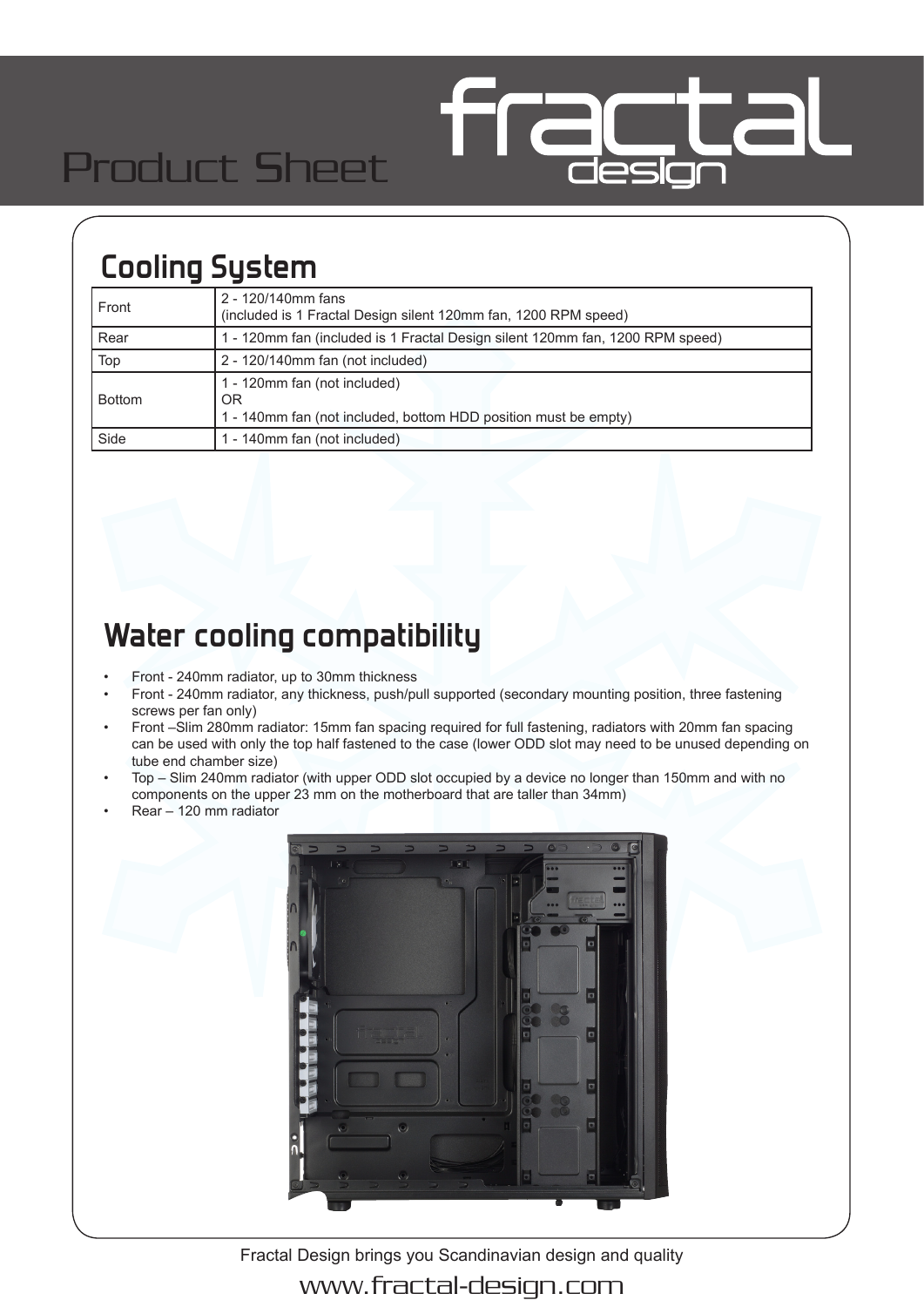# Product Sheet

## Cooling System

| | |
|---|---|
| Front | 2 - 120/140mm fans<br>(included is 1 Fractal Design silent 120mm fan, 1200 RPM speed) |
| Rear | 1 - 120mm fan (included is 1 Fractal Design silent 120mm fan, 1200 RPM speed) |
| Top | 2 - 120/140mm fan (not included) |
| Bottom | 1 - 120mm fan (not included)<br>OR<br>1 - 140mm fan (not included, bottom HDD position must be empty) |
| Side | 1 - 140mm fan (not included) |

## Water cooling compatibility

- Front - 240mm radiator, up to 30mm thickness
- Front - 240mm radiator, any thickness, push/pull supported (secondary mounting position, three fastening screws per fan only)
- Front –Slim 280mm radiator: 15mm fan spacing required for full fastening, radiators with 20mm fan spacing can be used with only the top half fastened to the case (lower ODD slot may need to be unused depending on tube end chamber size)
- Top – Slim 240mm radiator (with upper ODD slot occupied by a device no longer than 150mm and with no components on the upper 23 mm on the motherboard that are taller than 34mm)
- Rear – 120 mm radiator

Fractal Design brings you Scandinavian design and quality

www.fractal-design.com